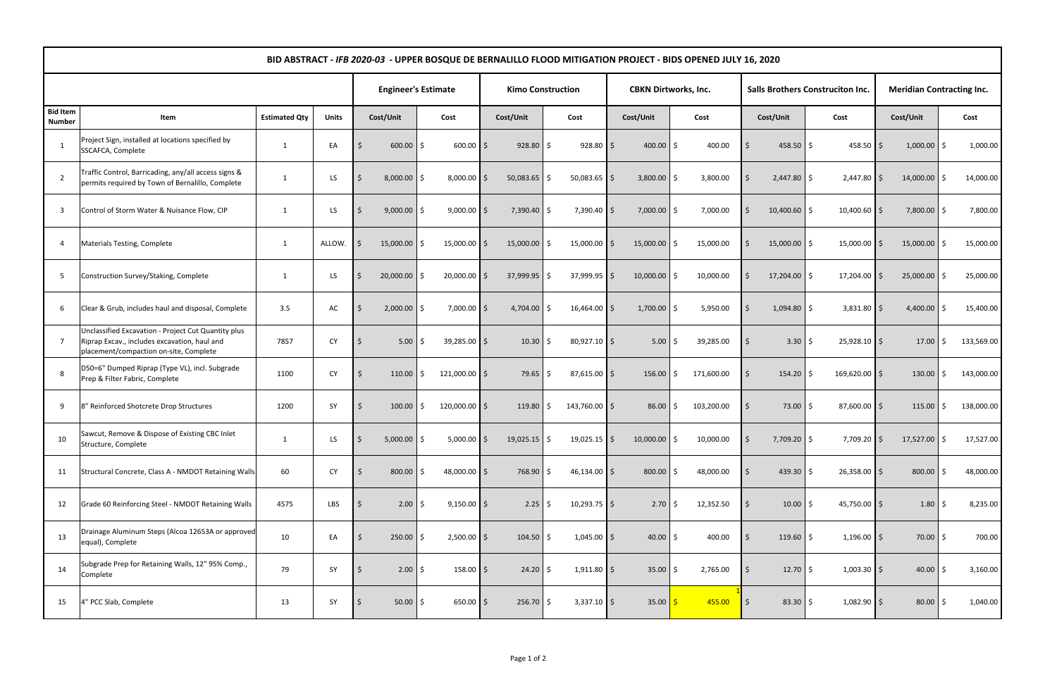# BID ABSTRACT - *IFB 2020-03* - UPPER BOSQUE DE BERNALILLO FLOOD MITIGATION PROJECT - BIDS OPENED JULY 16, 2020

| | | | | Engineer's Estimate | | Kimo Construction | | CBKN Dirtworks, Inc. | | Salls Brothers Construciton Inc. | | Meridian Contracting Inc. | |
|---|---|---|---|---|---|---|---|---|---|---|---|---|---|
| **Bid Item Number** | **Item** | **Estimated Qty** | **Units** | **Cost/Unit** | **Cost** | **Cost/Unit** | **Cost** | **Cost/Unit** | **Cost** | **Cost/Unit** | **Cost** | **Cost/Unit** | **Cost** |
| 1 | Project Sign, installed at locations specified by SSCAFCA, Complete | 1 | EA | $ 600.00 | $ 600.00 | $ 928.80 | $ 928.80 | $ 400.00 | $ 400.00 | $ 458.50 | $ 458.50 | $ 1,000.00 | $ 1,000.00 |
| 2 | Traffic Control, Barricading, any/all access signs & permits required by Town of Bernalillo, Complete | 1 | LS | $ 8,000.00 | $ 8,000.00 | $ 50,083.65 | $ 50,083.65 | $ 3,800.00 | $ 3,800.00 | $ 2,447.80 | $ 2,447.80 | $ 14,000.00 | $ 14,000.00 |
| 3 | Control of Storm Water & Nuisance Flow, CIP | 1 | LS | $ 9,000.00 | $ 9,000.00 | $ 7,390.40 | $ 7,390.40 | $ 7,000.00 | $ 7,000.00 | $ 10,400.60 | $ 10,400.60 | $ 7,800.00 | $ 7,800.00 |
| 4 | Materials Testing, Complete | 1 | ALLOW. | $ 15,000.00 | $ 15,000.00 | $ 15,000.00 | $ 15,000.00 | $ 15,000.00 | $ 15,000.00 | $ 15,000.00 | $ 15,000.00 | $ 15,000.00 | $ 15,000.00 |
| 5 | Construction Survey/Staking, Complete | 1 | LS | $ 20,000.00 | $ 20,000.00 | $ 37,999.95 | $ 37,999.95 | $ 10,000.00 | $ 10,000.00 | $ 17,204.00 | $ 17,204.00 | $ 25,000.00 | $ 25,000.00 |
| 6 | Clear & Grub, includes haul and disposal, Complete | 3.5 | AC | $ 2,000.00 | $ 7,000.00 | $ 4,704.00 | $ 16,464.00 | $ 1,700.00 | $ 5,950.00 | $ 1,094.80 | $ 3,831.80 | $ 4,400.00 | $ 15,400.00 |
| 7 | Unclassified Excavation - Project Cut Quantity plus Riprap Excav., includes excavation, haul and placement/compaction on-site, Complete | 7857 | CY | $ 5.00 | $ 39,285.00 | $ 10.30 | $ 80,927.10 | $ 5.00 | $ 39,285.00 | $ 3.30 | $ 25,928.10 | $ 17.00 | $ 133,569.00 |
| 8 | D50=6" Dumped Riprap (Type VL), incl. Subgrade Prep & Filter Fabric, Complete | 1100 | CY | $ 110.00 | $ 121,000.00 | $ 79.65 | $ 87,615.00 | $ 156.00 | $ 171,600.00 | $ 154.20 | $ 169,620.00 | $ 130.00 | $ 143,000.00 |
| 9 | 8" Reinforced Shotcrete Drop Structures | 1200 | SY | $ 100.00 | $ 120,000.00 | $ 119.80 | $ 143,760.00 | $ 86.00 | $ 103,200.00 | $ 73.00 | $ 87,600.00 | $ 115.00 | $ 138,000.00 |
| 10 | Sawcut, Remove & Dispose of Existing CBC Inlet Structure, Complete | 1 | LS | $ 5,000.00 | $ 5,000.00 | $ 19,025.15 | $ 19,025.15 | $ 10,000.00 | $ 10,000.00 | $ 7,709.20 | $ 7,709.20 | $ 17,527.00 | $ 17,527.00 |
| 11 | Structural Concrete, Class A - NMDOT Retaining Walls | 60 | CY | $ 800.00 | $ 48,000.00 | $ 768.90 | $ 46,134.00 | $ 800.00 | $ 48,000.00 | $ 439.30 | $ 26,358.00 | $ 800.00 | $ 48,000.00 |
| 12 | Grade 60 Reinforcing Steel - NMDOT Retaining Walls | 4575 | LBS | $ 2.00 | $ 9,150.00 | $ 2.25 | $ 10,293.75 | $ 2.70 | $ 12,352.50 | $ 10.00 | $ 45,750.00 | $ 1.80 | $ 8,235.00 |
| 13 | Drainage Aluminum Steps (Alcoa 12653A or approved equal), Complete | 10 | EA | $ 250.00 | $ 2,500.00 | $ 104.50 | $ 1,045.00 | $ 40.00 | $ 400.00 | $ 119.60 | $ 1,196.00 | $ 70.00 | $ 700.00 |
| 14 | Subgrade Prep for Retaining Walls, 12" 95% Comp., Complete | 79 | SY | $ 2.00 | $ 158.00 | $ 24.20 | $ 1,911.80 | $ 35.00 | $ 2,765.00 | $ 12.70 | $ 1,003.30 | $ 40.00 | $ 3,160.00 |
| 15 | 4" PCC Slab, Complete | 13 | SY | $ 50.00 | $ 650.00 | $ 256.70 | $ 3,337.10 | $ 35.00 | $ 455.00 [1] | $ 83.30 | $ 1,082.90 | $ 80.00 | $ 1,040.00 |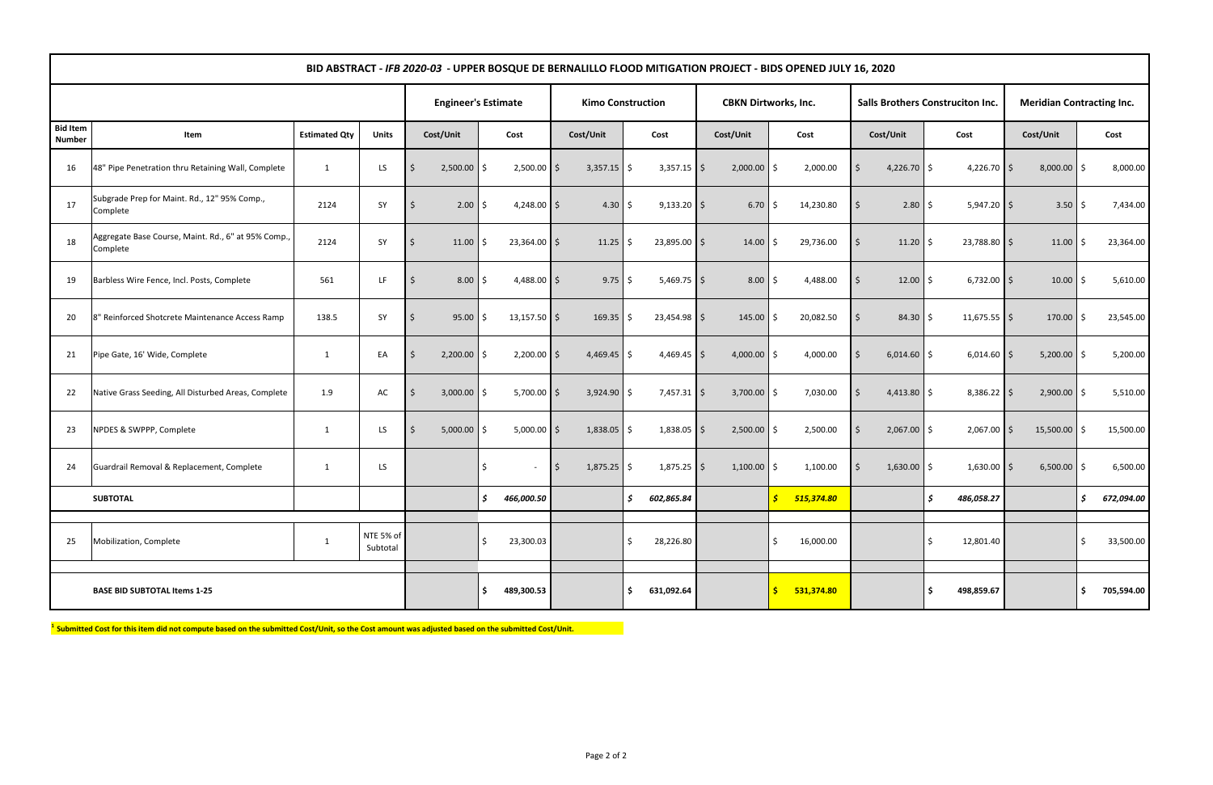| BID ABSTRACT - *IFB 2020-03* - UPPER BOSQUE DE BERNALILLO FLOOD MITIGATION PROJECT - BIDS OPENED JULY 16, 2020 | | | | | | | | | | | | | |
|---|---|---|---|---|---|---|---|---|---|---|---|---|---|
| | | | | Engineer's Estimate | | Kimo Construction | | CBKN Dirtworks, Inc. | | Salls Brothers Construciton Inc. | | Meridian Contracting Inc. | |
| Bid Item Number | Item | Estimated Qty | Units | Cost/Unit | Cost | Cost/Unit | Cost | Cost/Unit | Cost | Cost/Unit | Cost | Cost/Unit | Cost |
| 16 | 48" Pipe Penetration thru Retaining Wall, Complete | 1 | LS | $ 2,500.00 | $ 2,500.00 | $ 3,357.15 | $ 3,357.15 | $ 2,000.00 | $ 2,000.00 | $ 4,226.70 | $ 4,226.70 | $ 8,000.00 | $ 8,000.00 |
| 17 | Subgrade Prep for Maint. Rd., 12" 95% Comp., Complete | 2124 | SY | $ 2.00 | $ 4,248.00 | $ 4.30 | $ 9,133.20 | $ 6.70 | $ 14,230.80 | $ 2.80 | $ 5,947.20 | $ 3.50 | $ 7,434.00 |
| 18 | Aggregate Base Course, Maint. Rd., 6" at 95% Comp., Complete | 2124 | SY | $ 11.00 | $ 23,364.00 | $ 11.25 | $ 23,895.00 | $ 14.00 | $ 29,736.00 | $ 11.20 | $ 23,788.80 | $ 11.00 | $ 23,364.00 |
| 19 | Barbless Wire Fence, Incl. Posts, Complete | 561 | LF | $ 8.00 | $ 4,488.00 | $ 9.75 | $ 5,469.75 | $ 8.00 | $ 4,488.00 | $ 12.00 | $ 6,732.00 | $ 10.00 | $ 5,610.00 |
| 20 | 8" Reinforced Shotcrete Maintenance Access Ramp | 138.5 | SY | $ 95.00 | $ 13,157.50 | $ 169.35 | $ 23,454.98 | $ 145.00 | $ 20,082.50 | $ 84.30 | $ 11,675.55 | $ 170.00 | $ 23,545.00 |
| 21 | Pipe Gate, 16' Wide, Complete | 1 | EA | $ 2,200.00 | $ 2,200.00 | $ 4,469.45 | $ 4,469.45 | $ 4,000.00 | $ 4,000.00 | $ 6,014.60 | $ 6,014.60 | $ 5,200.00 | $ 5,200.00 |
| 22 | Native Grass Seeding, All Disturbed Areas, Complete | 1.9 | AC | $ 3,000.00 | $ 5,700.00 | $ 3,924.90 | $ 7,457.31 | $ 3,700.00 | $ 7,030.00 | $ 4,413.80 | $ 8,386.22 | $ 2,900.00 | $ 5,510.00 |
| 23 | NPDES & SWPPP, Complete | 1 | LS | $ 5,000.00 | $ 5,000.00 | $ 1,838.05 | $ 1,838.05 | $ 2,500.00 | $ 2,500.00 | $ 2,067.00 | $ 2,067.00 | $ 15,500.00 | $ 15,500.00 |
| 24 | Guardrail Removal & Replacement, Complete | 1 | LS | | $ - | $ 1,875.25 | $ 1,875.25 | $ 1,100.00 | $ 1,100.00 | $ 1,630.00 | $ 1,630.00 | $ 6,500.00 | $ 6,500.00 |
| | **SUBTOTAL** | | | | ***$ 466,000.50*** | | ***$ 602,865.84*** | | ***$ 515,374.80*** | | ***$ 486,058.27*** | | ***$ 672,094.00*** |
| 25 | Mobilization, Complete | 1 | NTE 5% of Subtotal | | $ 23,300.03 | | $ 28,226.80 | | $ 16,000.00 | | $ 12,801.40 | | $ 33,500.00 |
| | **BASE BID SUBTOTAL Items 1-25** | | | | **$ 489,300.53** | | **$ 631,092.64** | | **$ 531,374.80** | | **$ 498,859.67** | | **$ 705,594.00** |

[1] **Submitted Cost for this item did not compute based on the submitted Cost/Unit, so the Cost amount was adjusted based on the submitted Cost/Unit.**